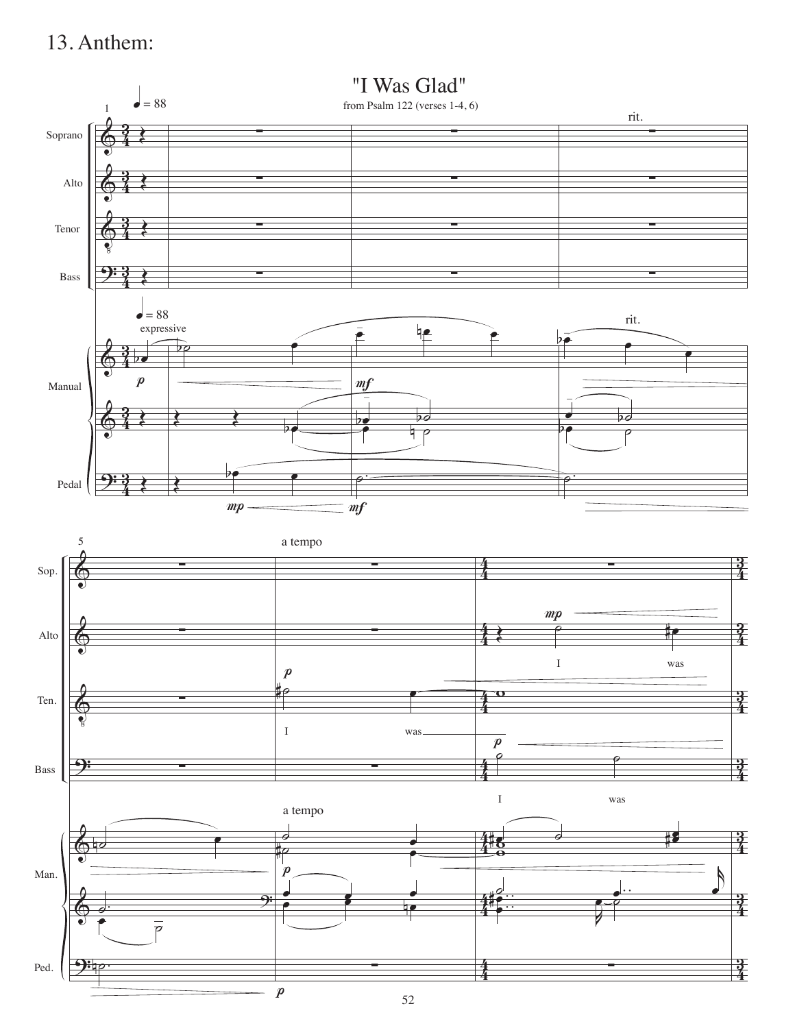# 13. Anthem:

## "I Was Glad"

from Psalm 122 (verses 1-4, 6)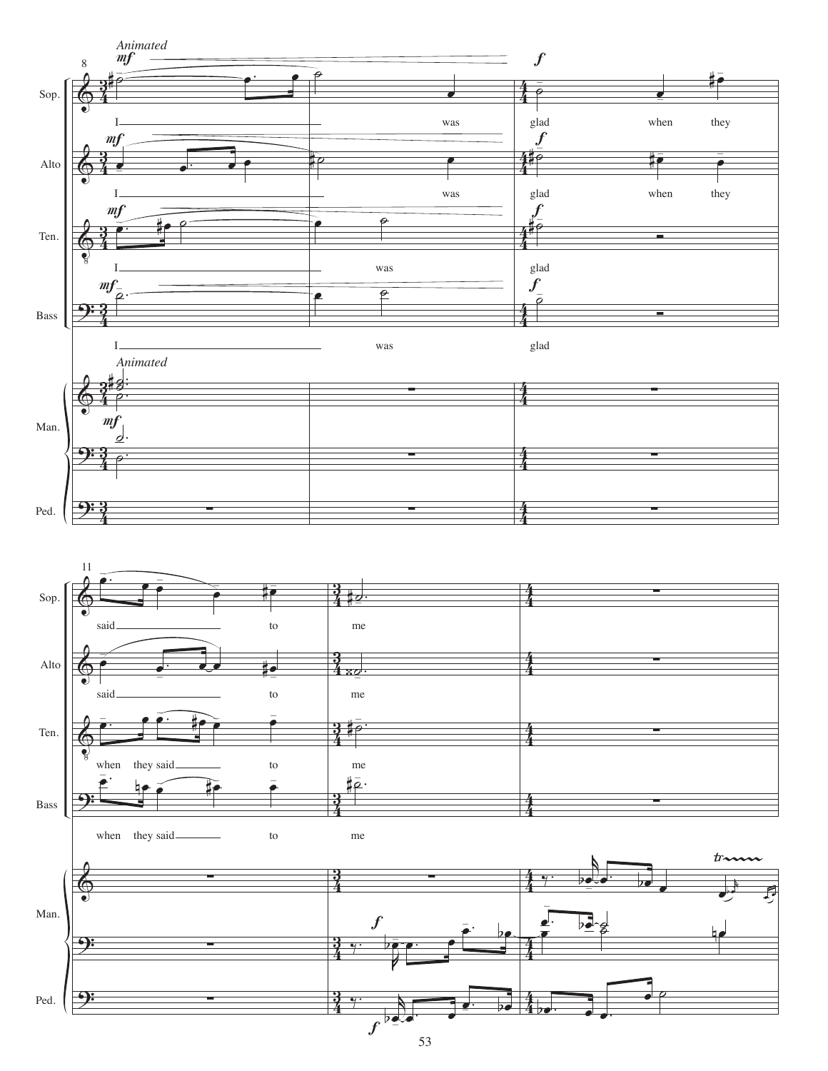*Animated*

Sop.: I ___ was glad when they said ___ to me

Alto: I ___ was glad when they said ___ to me

Ten.: I ___ was glad when they said ___ to me

Bass: I ___ was glad when they said ___ to me

Man.

Ped.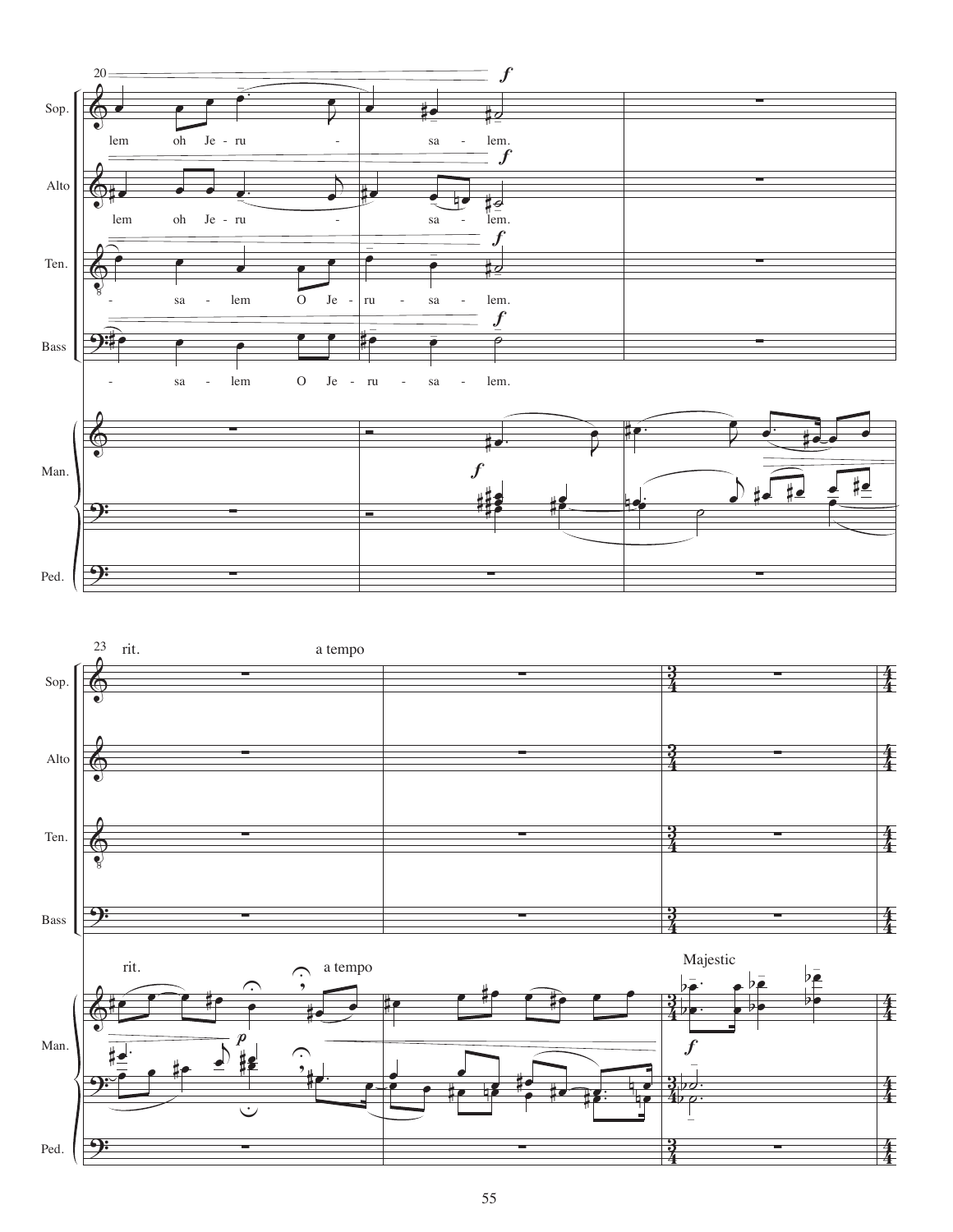Sop. lem oh Je - ru - sa - lem.

Alto lem oh Je - ru - sa - lem.

Ten. - sa - lem O Je - ru - sa - lem.

Bass - sa - lem O Je - ru - sa - lem.

Man.

Ped.

rit. a tempo

Sop.

Alto

Ten.

Bass

Man. rit. a tempo Majestic

Ped.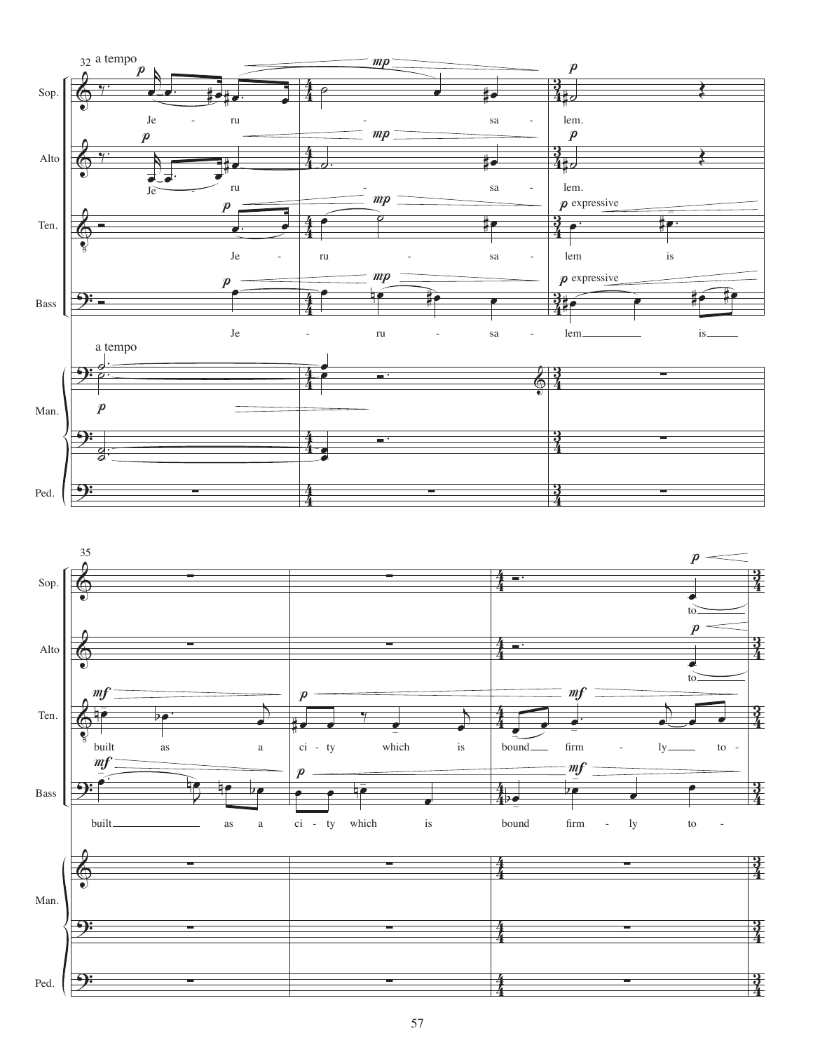a tempo

Sop.: Je - ru - sa - lem.

Alto: Je - ru - sa - lem.

Ten.: Je - ru - sa - lem is

Bass: Je - ru - sa - lem is

a tempo

Man.

Ped.

Sop.: to

Alto: to

Ten.: built as a ci - ty which is bound firm - ly to -

Bass: built as a ci - ty which is bound firm - ly to -

Man.

Ped.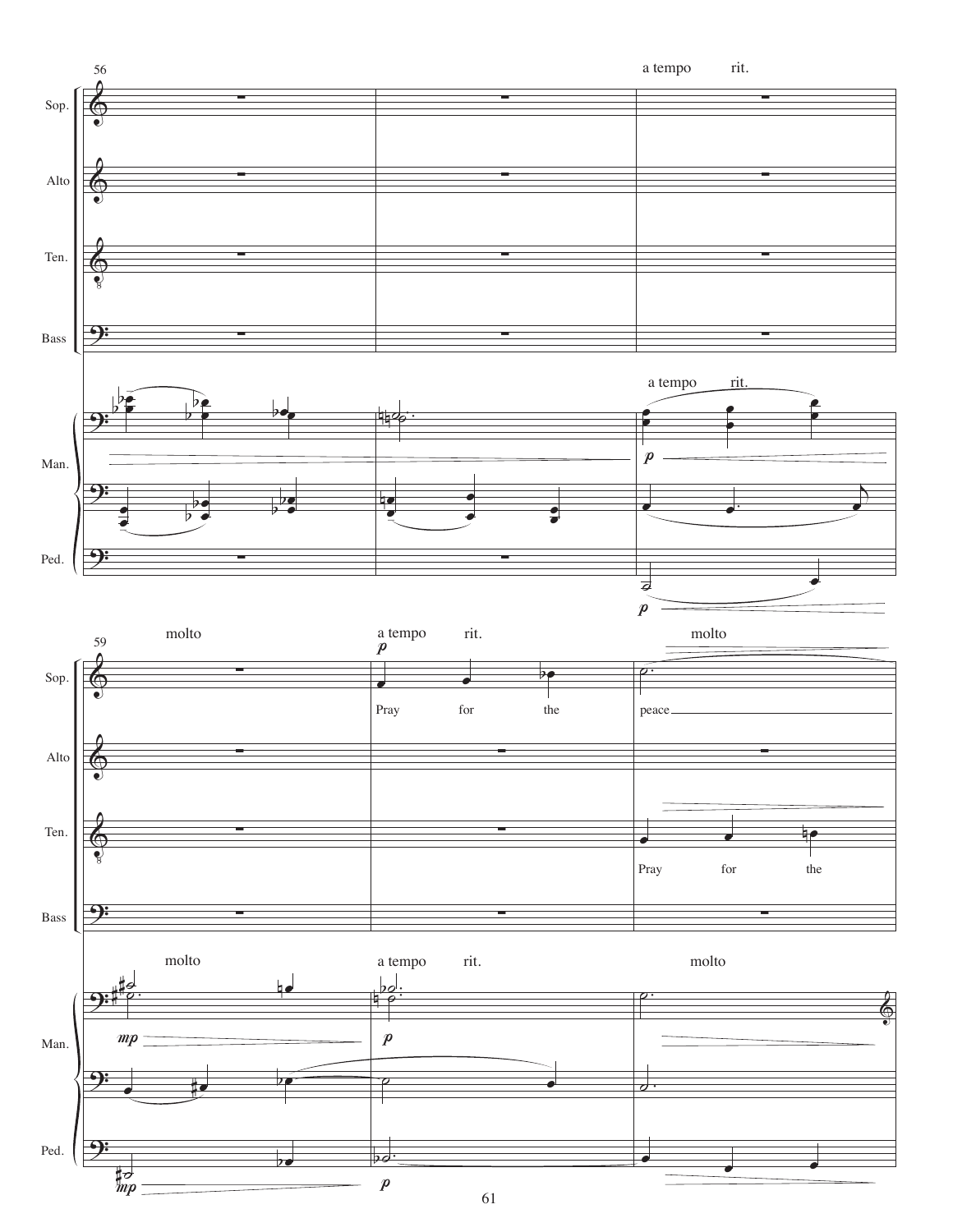56

a tempo rit.

Sop.

Alto

Ten.

Bass

a tempo rit.

Man.

Ped.

59

molto a tempo rit. molto

Sop.

*p*

Pray for the peace

Alto

Ten.

Pray for the

Bass

molto a tempo rit. molto

Man.

*mp* *p*

Ped.

*mp* *p*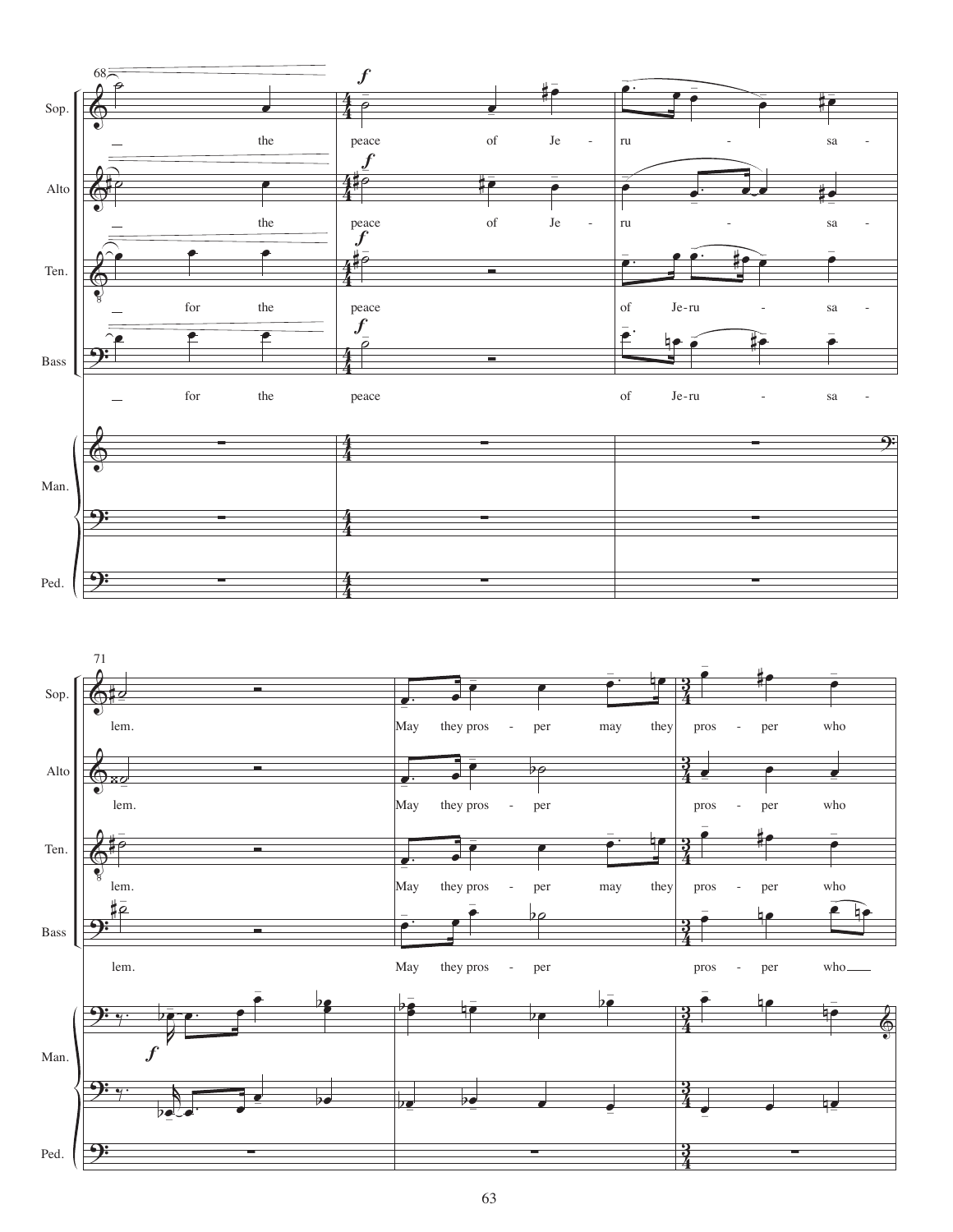Sop.: the peace of Je - ru - sa - lem. May they pros - per may they pros - per who

Alto: the peace of Je - ru - sa - lem. May they pros - per pros - per who

Ten.: for the peace of Je-ru - sa - lem. May they pros - per may they pros - per who

Bass: for the peace of Je-ru - sa - lem. May they pros - per pros - per who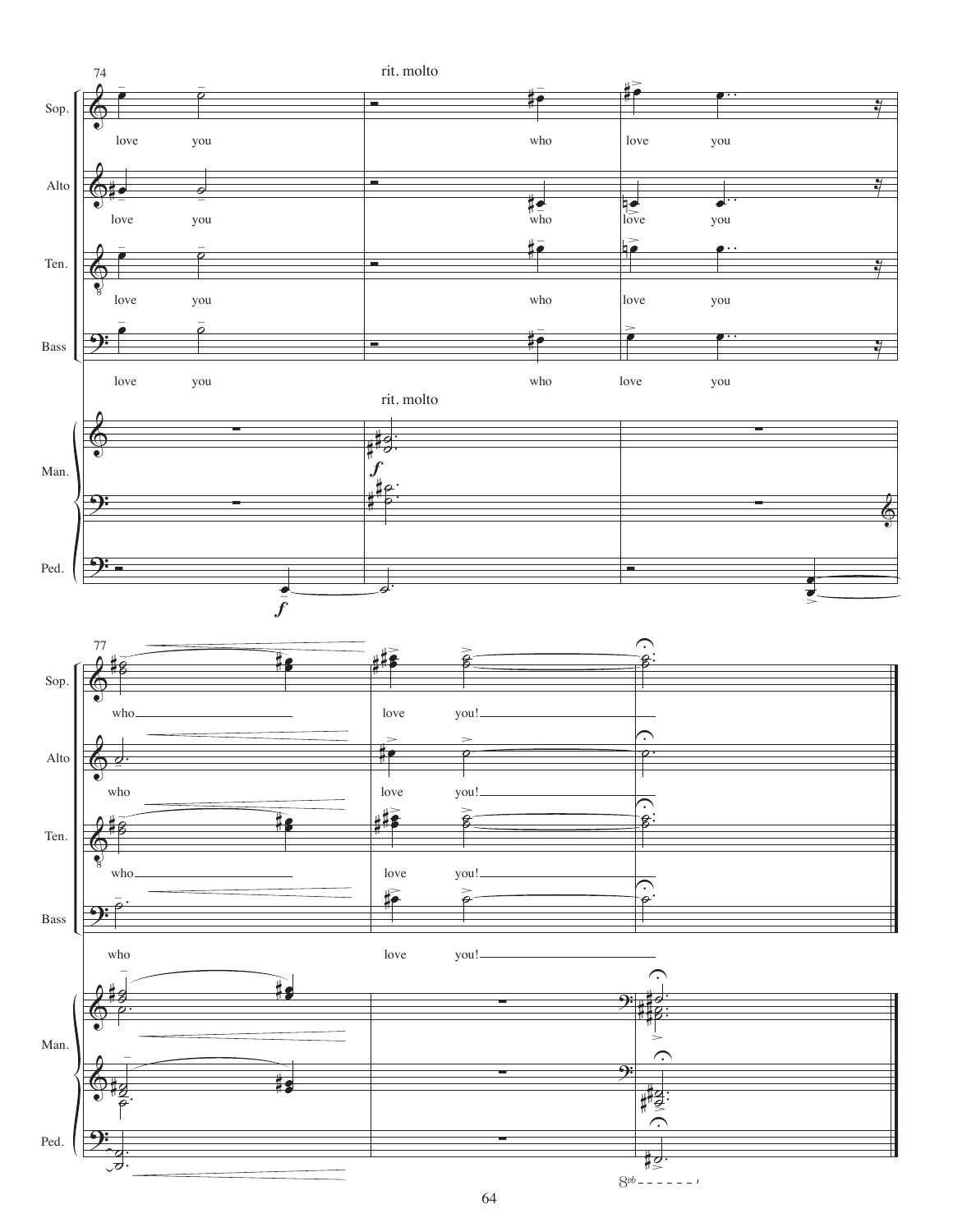74

rit. molto

Sop.

love you who love you

Alto

love you who love you

Ten.

love you who love you

Bass

love you who love you

rit. molto

Man.

*f*

Ped.

*f*

77

Sop.

who love you!

Alto

who love you!

Ten.

who love you!

Bass

who love you!

Man.

Ped.

8vb